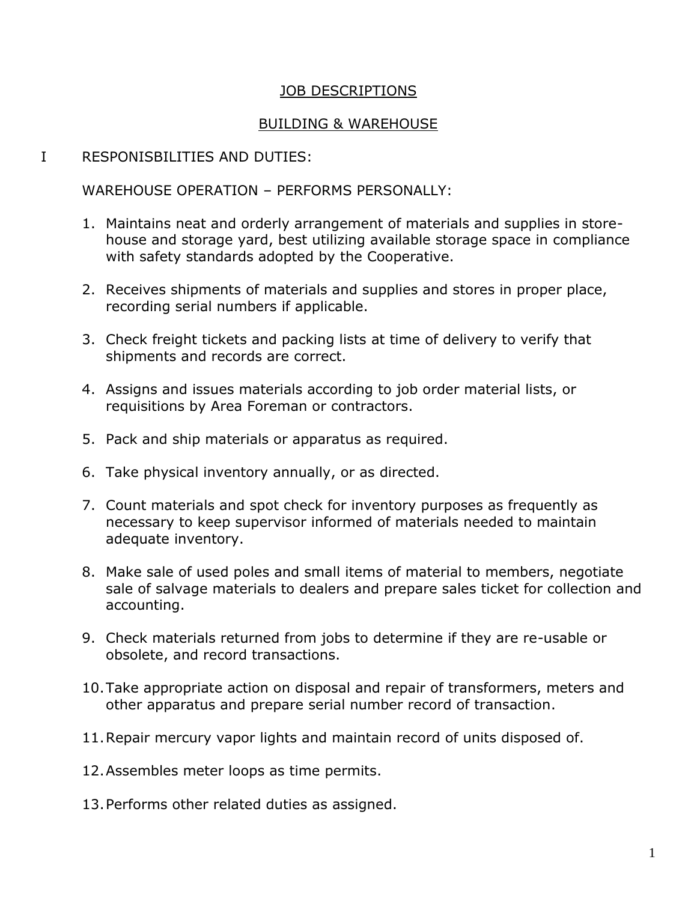# JOB DESCRIPTIONS

## BUILDING & WAREHOUSE

I RESPONISBILITIES AND DUTIES:

WAREHOUSE OPERATION – PERFORMS PERSONALLY:

1. Maintains neat and orderly arrangement of materials and supplies in store-house and storage yard, best utilizing available storage space in compliance with safety standards adopted by the Cooperative.

2. Receives shipments of materials and supplies and stores in proper place, recording serial numbers if applicable.

3. Check freight tickets and packing lists at time of delivery to verify that shipments and records are correct.

4. Assigns and issues materials according to job order material lists, or requisitions by Area Foreman or contractors.

5. Pack and ship materials or apparatus as required.

6. Take physical inventory annually, or as directed.

7. Count materials and spot check for inventory purposes as frequently as necessary to keep supervisor informed of materials needed to maintain adequate inventory.

8. Make sale of used poles and small items of material to members, negotiate sale of salvage materials to dealers and prepare sales ticket for collection and accounting.

9. Check materials returned from jobs to determine if they are re-usable or obsolete, and record transactions.

10. Take appropriate action on disposal and repair of transformers, meters and other apparatus and prepare serial number record of transaction.

11. Repair mercury vapor lights and maintain record of units disposed of.

12. Assembles meter loops as time permits.

13. Performs other related duties as assigned.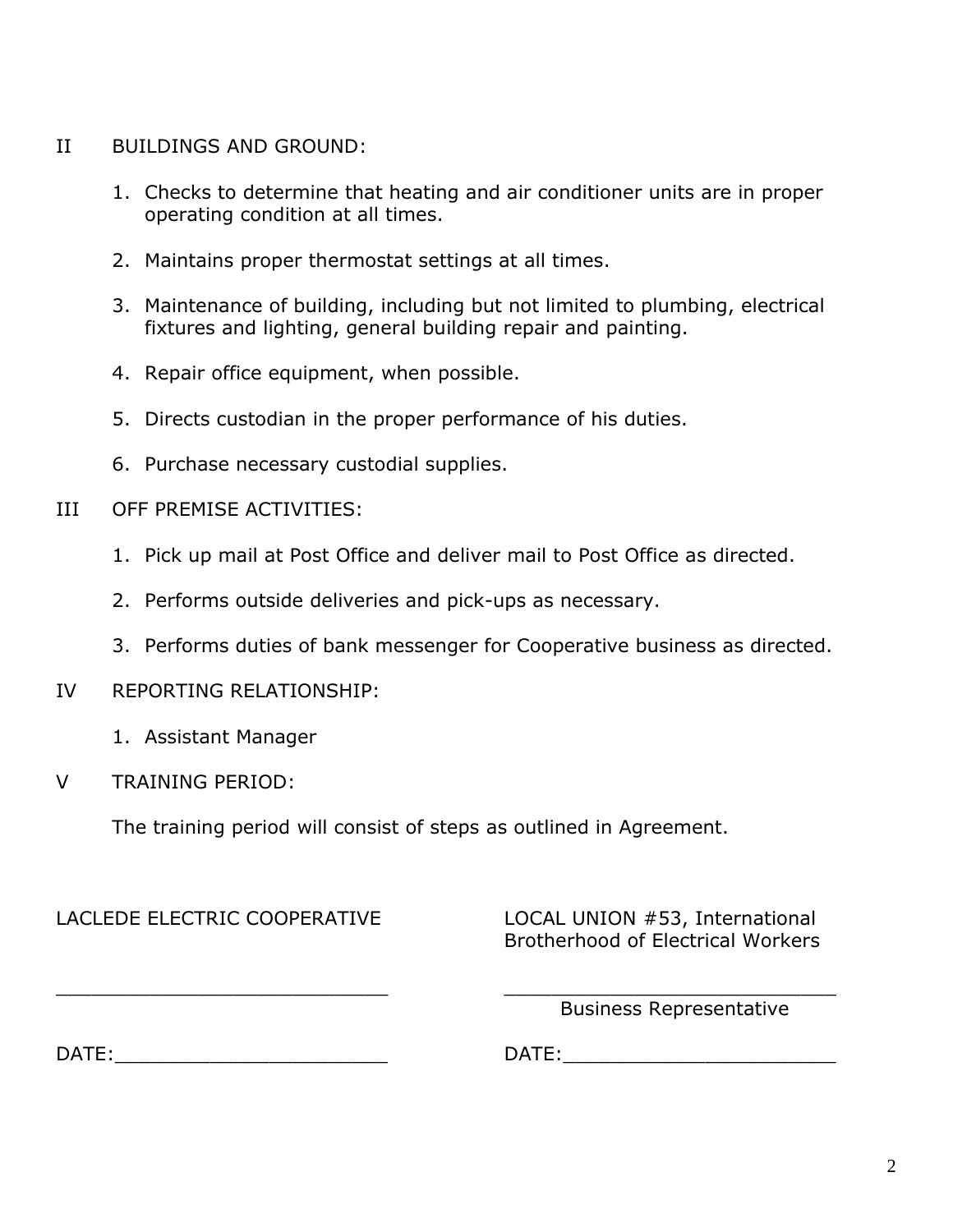## II BUILDINGS AND GROUND:

1. Checks to determine that heating and air conditioner units are in proper operating condition at all times.

2. Maintains proper thermostat settings at all times.

3. Maintenance of building, including but not limited to plumbing, electrical fixtures and lighting, general building repair and painting.

4. Repair office equipment, when possible.

5. Directs custodian in the proper performance of his duties.

6. Purchase necessary custodial supplies.

## III OFF PREMISE ACTIVITIES:

1. Pick up mail at Post Office and deliver mail to Post Office as directed.

2. Performs outside deliveries and pick-ups as necessary.

3. Performs duties of bank messenger for Cooperative business as directed.

## IV REPORTING RELATIONSHIP:

1. Assistant Manager

## V TRAINING PERIOD:

The training period will consist of steps as outlined in Agreement.

LACLEDE ELECTRIC COOPERATIVE

_____________________________

DATE:________________________

LOCAL UNION #53, International Brotherhood of Electrical Workers

_____________________________
Business Representative

DATE:________________________